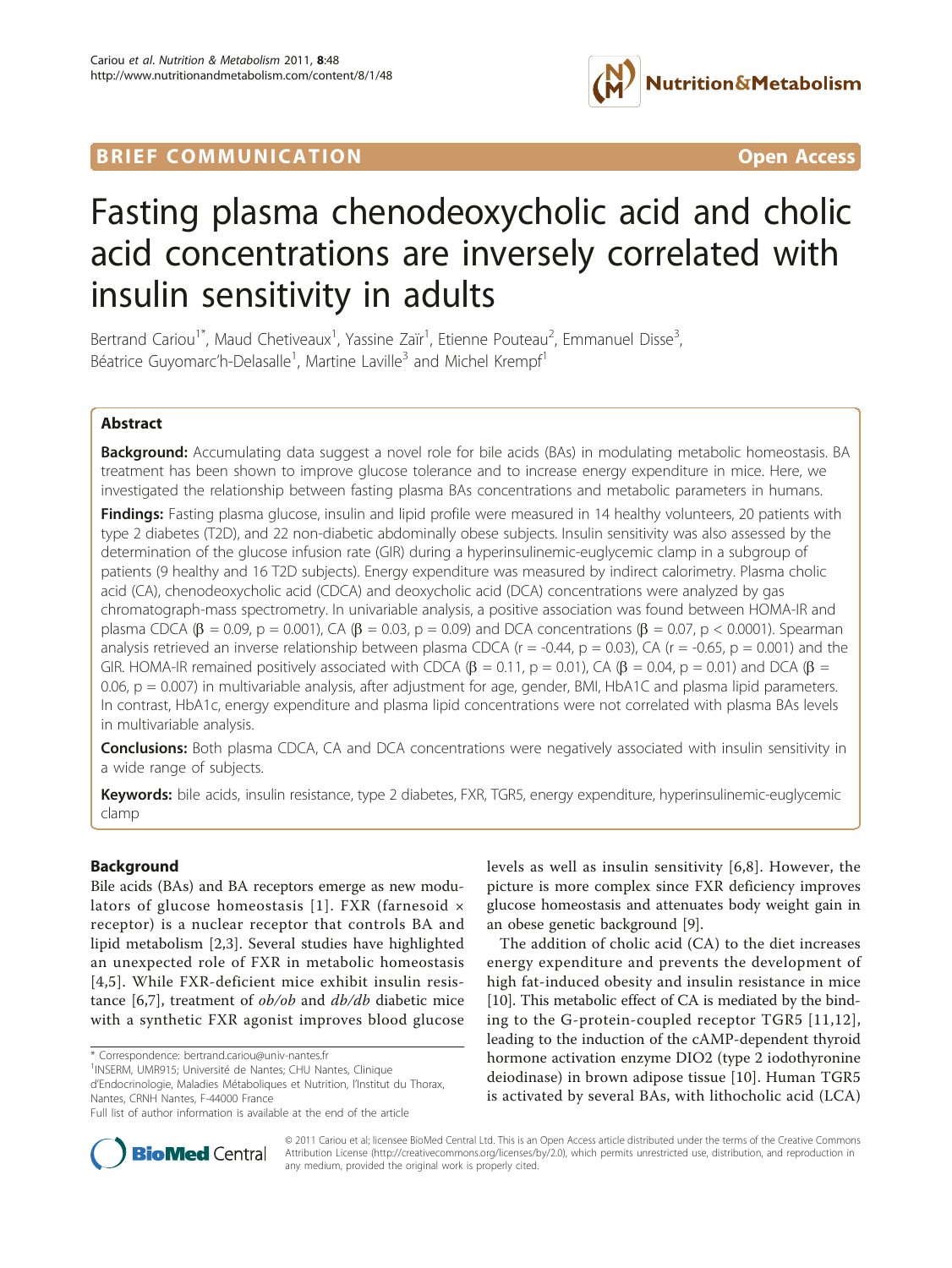BRIEF COMMUNICATION Open Access

# Fasting plasma chenodeoxycholic acid and cholic acid concentrations are inversely correlated with insulin sensitivity in adults

Bertrand Cariou[1*], Maud Chetiveaux[1], Yassine Zaïr[1], Etienne Pouteau[2], Emmanuel Disse[3], Béatrice Guyomarc'h-Delasalle[1], Martine Laville[3] and Michel Krempf[1]

## Abstract

**Background:** Accumulating data suggest a novel role for bile acids (BAs) in modulating metabolic homeostasis. BA treatment has been shown to improve glucose tolerance and to increase energy expenditure in mice. Here, we investigated the relationship between fasting plasma BAs concentrations and metabolic parameters in humans.

**Findings:** Fasting plasma glucose, insulin and lipid profile were measured in 14 healthy volunteers, 20 patients with type 2 diabetes (T2D), and 22 non-diabetic abdominally obese subjects. Insulin sensitivity was also assessed by the determination of the glucose infusion rate (GIR) during a hyperinsulinemic-euglycemic clamp in a subgroup of patients (9 healthy and 16 T2D subjects). Energy expenditure was measured by indirect calorimetry. Plasma cholic acid (CA), chenodeoxycholic acid (CDCA) and deoxycholic acid (DCA) concentrations were analyzed by gas chromatograph-mass spectrometry. In univariable analysis, a positive association was found between HOMA-IR and plasma CDCA ($\beta$ = 0.09, p = 0.001), CA ($\beta$ = 0.03, p = 0.09) and DCA concentrations ($\beta$ = 0.07, p < 0.0001). Spearman analysis retrieved an inverse relationship between plasma CDCA (r = -0.44, p = 0.03), CA (r = -0.65, p = 0.001) and the GIR. HOMA-IR remained positively associated with CDCA ($\beta$ = 0.11, p = 0.01), CA ($\beta$ = 0.04, p = 0.01) and DCA ($\beta$ = 0.06, p = 0.007) in multivariable analysis, after adjustment for age, gender, BMI, HbA1C and plasma lipid parameters. In contrast, HbA1c, energy expenditure and plasma lipid concentrations were not correlated with plasma BAs levels in multivariable analysis.

**Conclusions:** Both plasma CDCA, CA and DCA concentrations were negatively associated with insulin sensitivity in a wide range of subjects.

**Keywords:** bile acids, insulin resistance, type 2 diabetes, FXR, TGR5, energy expenditure, hyperinsulinemic-euglycemic clamp

## Background

Bile acids (BAs) and BA receptors emerge as new modulators of glucose homeostasis [1]. FXR (farnesoid × receptor) is a nuclear receptor that controls BA and lipid metabolism [2,3]. Several studies have highlighted an unexpected role of FXR in metabolic homeostasis [4,5]. While FXR-deficient mice exhibit insulin resistance [6,7], treatment of *ob/ob* and *db/db* diabetic mice with a synthetic FXR agonist improves blood glucose levels as well as insulin sensitivity [6,8]. However, the picture is more complex since FXR deficiency improves glucose homeostasis and attenuates body weight gain in an obese genetic background [9].

The addition of cholic acid (CA) to the diet increases energy expenditure and prevents the development of high fat-induced obesity and insulin resistance in mice [10]. This metabolic effect of CA is mediated by the binding to the G-protein-coupled receptor TGR5 [11,12], leading to the induction of the cAMP-dependent thyroid hormone activation enzyme DIO2 (type 2 iodothyronine deiodinase) in brown adipose tissue [10]. Human TGR5 is activated by several BAs, with lithocholic acid (LCA)

\* Correspondence: bertrand.cariou@univ-nantes.fr
[1]INSERM, UMR915; Université de Nantes; CHU Nantes, Clinique d'Endocrinologie, Maladies Métaboliques et Nutrition, l'Institut du Thorax, Nantes, CRNH Nantes, F-44000 France
Full list of author information is available at the end of the article

© 2011 Cariou et al; licensee BioMed Central Ltd. This is an Open Access article distributed under the terms of the Creative Commons Attribution License (http://creativecommons.org/licenses/by/2.0), which permits unrestricted use, distribution, and reproduction in any medium, provided the original work is properly cited.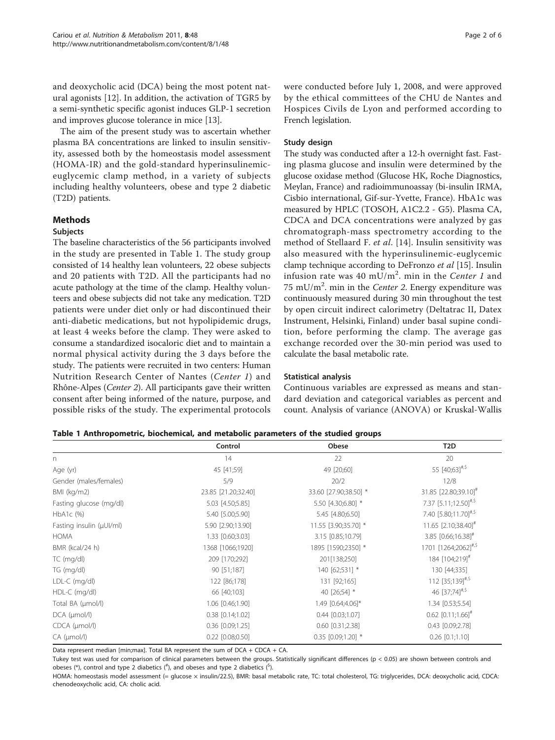and deoxycholic acid (DCA) being the most potent natural agonists [12]. In addition, the activation of TGR5 by a semi-synthetic specific agonist induces GLP-1 secretion and improves glucose tolerance in mice [13].

The aim of the present study was to ascertain whether plasma BA concentrations are linked to insulin sensitivity, assessed both by the homeostasis model assessment (HOMA-IR) and the gold-standard hyperinsulinemic-euglycemic clamp method, in a variety of subjects including healthy volunteers, obese and type 2 diabetic (T2D) patients.

## Methods

### Subjects

The baseline characteristics of the 56 participants involved in the study are presented in Table 1. The study group consisted of 14 healthy lean volunteers, 22 obese subjects and 20 patients with T2D. All the participants had no acute pathology at the time of the clamp. Healthy volunteers and obese subjects did not take any medication. T2D patients were under diet only or had discontinued their anti-diabetic medications, but not hypolipidemic drugs, at least 4 weeks before the clamp. They were asked to consume a standardized isocaloric diet and to maintain a normal physical activity during the 3 days before the study. The patients were recruited in two centers: Human Nutrition Research Center of Nantes (*Center 1*) and Rhône-Alpes (*Center 2*). All participants gave their written consent after being informed of the nature, purpose, and possible risks of the study. The experimental protocols were conducted before July 1, 2008, and were approved by the ethical committees of the CHU de Nantes and Hospices Civils de Lyon and performed according to French legislation.

### Study design

The study was conducted after a 12-h overnight fast. Fasting plasma glucose and insulin were determined by the glucose oxidase method (Glucose HK, Roche Diagnostics, Meylan, France) and radioimmunoassay (bi-insulin IRMA, Cisbio international, Gif-sur-Yvette, France). HbA1c was measured by HPLC (TOSOH, A1C2.2 - G5). Plasma CA, CDCA and DCA concentrations were analyzed by gas chromatograph-mass spectrometry according to the method of Stellaard F. *et al*. [14]. Insulin sensitivity was also measured with the hyperinsulinemic-euglycemic clamp technique according to DeFronzo *et al* [15]. Insulin infusion rate was 40 mU/m$^2$. min in the *Center 1* and 75 mU/m$^2$. min in the *Center 2*. Energy expenditure was continuously measured during 30 min throughout the test by open circuit indirect calorimetry (Deltatrac II, Datex Instrument, Helsinki, Finland) under basal supine condition, before performing the clamp. The average gas exchange recorded over the 30-min period was used to calculate the basal metabolic rate.

### Statistical analysis

Continuous variables are expressed as means and standard deviation and categorical variables as percent and count. Analysis of variance (ANOVA) or Kruskal-Wallis

**Table 1 Anthropometric, biochemical, and metabolic parameters of the studied groups**

| | Control | Obese | T2D |
|---|---|---|---|
| n | 14 | 22 | 20 |
| Age (yr) | 45 [41;59] | 49 [20;60] | 55 [40;63]$^{\#,\$}$ |
| Gender (males/females) | 5/9 | 20/2 | 12/8 |
| BMI (kg/m2) | 23.85 [21.20;32.40] | 33.60 [27.90;38.50] * | 31.85 [22.80;39.10]$^{\#}$ |
| Fasting glucose (mg/dl) | 5.03 [4.50;5.85] | 5.50 [4.30;6.80] * | 7.37 [5.11;12.50]$^{\#,\$}$ |
| HbA1c (%) | 5.40 [5.00;5.90] | 5.45 [4.80;6.50] | 7.40 [5.80;11.70]$^{\#,\$}$ |
| Fasting insulin (µUI/ml) | 5.90 [2.90;13.90] | 11.55 [3.90;35.70] * | 11.65 [2.10;38.40]$^{\#}$ |
| HOMA | 1.33 [0.60;3.03] | 3.15 [0.85;10.79] | 3.85 [0.66;16.38]$^{\#}$ |
| BMR (kcal/24 h) | 1368 [1066;1920] | 1895 [1590;2350] * | 1701 [1264;2062]$^{\#,\$}$ |
| TC (mg/dl) | 209 [170;292] | 201[138;250] | 184 [104;219]$^{\#}$ |
| TG (mg/dl) | 90 [51;187] | 140 [62;531] * | 130 [44;335] |
| LDL-C (mg/dl) | 122 [86;178] | 131 [92;165] | 112 [35;139]$^{\#,\$}$ |
| HDL-C (mg/dl) | 66 [40;103] | 40 [26;54] * | 46 [37;74]$^{\#,\$}$ |
| Total BA (µmol/l) | 1.06 [0.46;1.90] | 1.49 [0.64;4.06]* | 1.34 [0.53;5.54] |
| DCA (µmol/l) | 0.38 [0.14;1.02] | 0.44 [0.03;1.07] | 0.62 [0.11;1.66]$^{\#}$ |
| CDCA (µmol/l) | 0.36 [0.09;1.25] | 0.60 [0.31;2.38] | 0.43 [0.09;2.78] |
| CA (µmol/l) | 0.22 [0.08;0.50] | 0.35 [0.09;1.20] * | 0.26 [0.1;1.10] |

Data represent median [min;max]. Total BA represent the sum of DCA + CDCA + CA.

Tukey test was used for comparison of clinical parameters between the groups. Statistically significant differences ($p < 0.05$) are shown between controls and obeses (*), control and type 2 diabetics ($^{\#}$), and obeses and type 2 diabetics ($^{\$}$).

HOMA: homeostasis model assessment (= glucose × insulin/22.5), BMR: basal metabolic rate, TC: total cholesterol, TG: triglycerides, DCA: deoxycholic acid, CDCA: chenodeoxycholic acid, CA: cholic acid.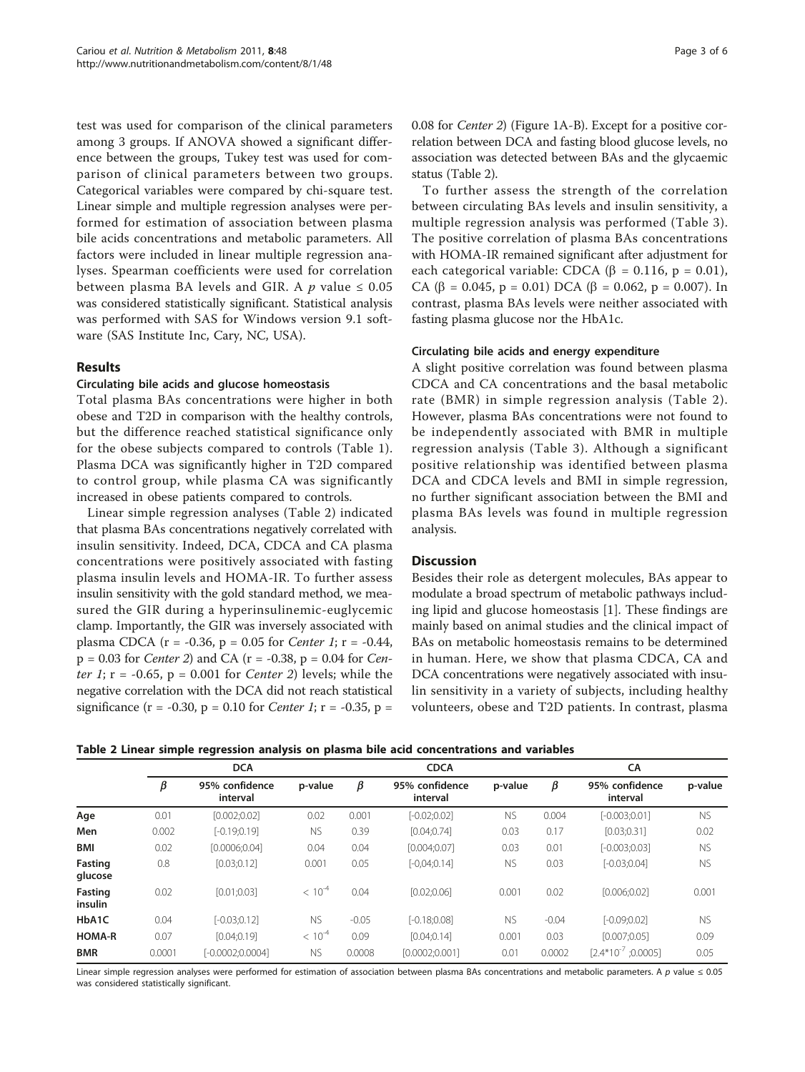test was used for comparison of the clinical parameters among 3 groups. If ANOVA showed a significant difference between the groups, Tukey test was used for comparison of clinical parameters between two groups. Categorical variables were compared by chi-square test. Linear simple and multiple regression analyses were performed for estimation of association between plasma bile acids concentrations and metabolic parameters. All factors were included in linear multiple regression analyses. Spearman coefficients were used for correlation between plasma BA levels and GIR. A $p$ value $\leq 0.05$ was considered statistically significant. Statistical analysis was performed with SAS for Windows version 9.1 software (SAS Institute Inc, Cary, NC, USA).

## Results

### Circulating bile acids and glucose homeostasis

Total plasma BAs concentrations were higher in both obese and T2D in comparison with the healthy controls, but the difference reached statistical significance only for the obese subjects compared to controls (Table 1). Plasma DCA was significantly higher in T2D compared to control group, while plasma CA was significantly increased in obese patients compared to controls.

Linear simple regression analyses (Table 2) indicated that plasma BAs concentrations negatively correlated with insulin sensitivity. Indeed, DCA, CDCA and CA plasma concentrations were positively associated with fasting plasma insulin levels and HOMA-IR. To further assess insulin sensitivity with the gold standard method, we measured the GIR during a hyperinsulinemic-euglycemic clamp. Importantly, the GIR was inversely associated with plasma CDCA ($r = -0.36$, $p = 0.05$ for *Center 1*; $r = -0.44$, $p = 0.03$ for *Center 2*) and CA ($r = -0.38$, $p = 0.04$ for *Center 1*; $r = -0.65$, $p = 0.001$ for *Center 2*) levels; while the negative correlation with the DCA did not reach statistical significance ($r = -0.30$, $p = 0.10$ for *Center 1*; $r = -0.35$, $p = 0.08$ for *Center 2*) (Figure 1A-B). Except for a positive correlation between DCA and fasting blood glucose levels, no association was detected between BAs and the glycaemic status (Table 2).

To further assess the strength of the correlation between circulating BAs levels and insulin sensitivity, a multiple regression analysis was performed (Table 3). The positive correlation of plasma BAs concentrations with HOMA-IR remained significant after adjustment for each categorical variable: CDCA ($\beta = 0.116$, $p = 0.01$), CA ($\beta = 0.045$, $p = 0.01$) DCA ($\beta = 0.062$, $p = 0.007$). In contrast, plasma BAs levels were neither associated with fasting plasma glucose nor the HbA1c.

### Circulating bile acids and energy expenditure

A slight positive correlation was found between plasma CDCA and CA concentrations and the basal metabolic rate (BMR) in simple regression analysis (Table 2). However, plasma BAs concentrations were not found to be independently associated with BMR in multiple regression analysis (Table 3). Although a significant positive relationship was identified between plasma DCA and CDCA levels and BMI in simple regression, no further significant association between the BMI and plasma BAs levels was found in multiple regression analysis.

## Discussion

Besides their role as detergent molecules, BAs appear to modulate a broad spectrum of metabolic pathways including lipid and glucose homeostasis [1]. These findings are mainly based on animal studies and the clinical impact of BAs on metabolic homeostasis remains to be determined in human. Here, we show that plasma CDCA, CA and DCA concentrations were negatively associated with insulin sensitivity in a variety of subjects, including healthy volunteers, obese and T2D patients. In contrast, plasma

**Table 2 Linear simple regression analysis on plasma bile acid concentrations and variables**

| | DCA | | | CDCA | | | CA | | |
|---|---|---|---|---|---|---|---|---|---|
| | $\beta$ | 95% confidence interval | p-value | $\beta$ | 95% confidence interval | p-value | $\beta$ | 95% confidence interval | p-value |
| **Age** | 0.01 | [0.002;0.02] | 0.02 | 0.001 | [-0.02;0.02] | NS | 0.004 | [-0.003;0.01] | NS |
| **Men** | 0.002 | [-0.19;0.19] | NS | 0.39 | [0.04;0.74] | 0.03 | 0.17 | [0.03;0.31] | 0.02 |
| **BMI** | 0.02 | [0.0006;0.04] | 0.04 | 0.04 | [0.004;0.07] | 0.03 | 0.01 | [-0.003;0.03] | NS |
| **Fasting glucose** | 0.8 | [0.03;0.12] | 0.001 | 0.05 | [-0,04;0.14] | NS | 0.03 | [-0.03;0.04] | NS |
| **Fasting insulin** | 0.02 | [0.01;0.03] | $< 10^{-4}$ | 0.04 | [0.02;0.06] | 0.001 | 0.02 | [0.006;0.02] | 0.001 |
| **HbA1C** | 0.04 | [-0.03;0.12] | NS | -0.05 | [-0.18;0.08] | NS | -0.04 | [-0.09;0.02] | NS |
| **HOMA-R** | 0.07 | [0.04;0.19] | $< 10^{-4}$ | 0.09 | [0.04;0.14] | 0.001 | 0.03 | [0.007;0.05] | 0.09 |
| **BMR** | 0.0001 | [-0.0002;0.0004] | NS | 0.0008 | [0.0002;0.001] | 0.01 | 0.0002 | [$2.4*10^{-7}$ ;0.0005] | 0.05 |

Linear simple regression analyses were performed for estimation of association between plasma BAs concentrations and metabolic parameters. A $p$ value $\leq 0.05$ was considered statistically significant.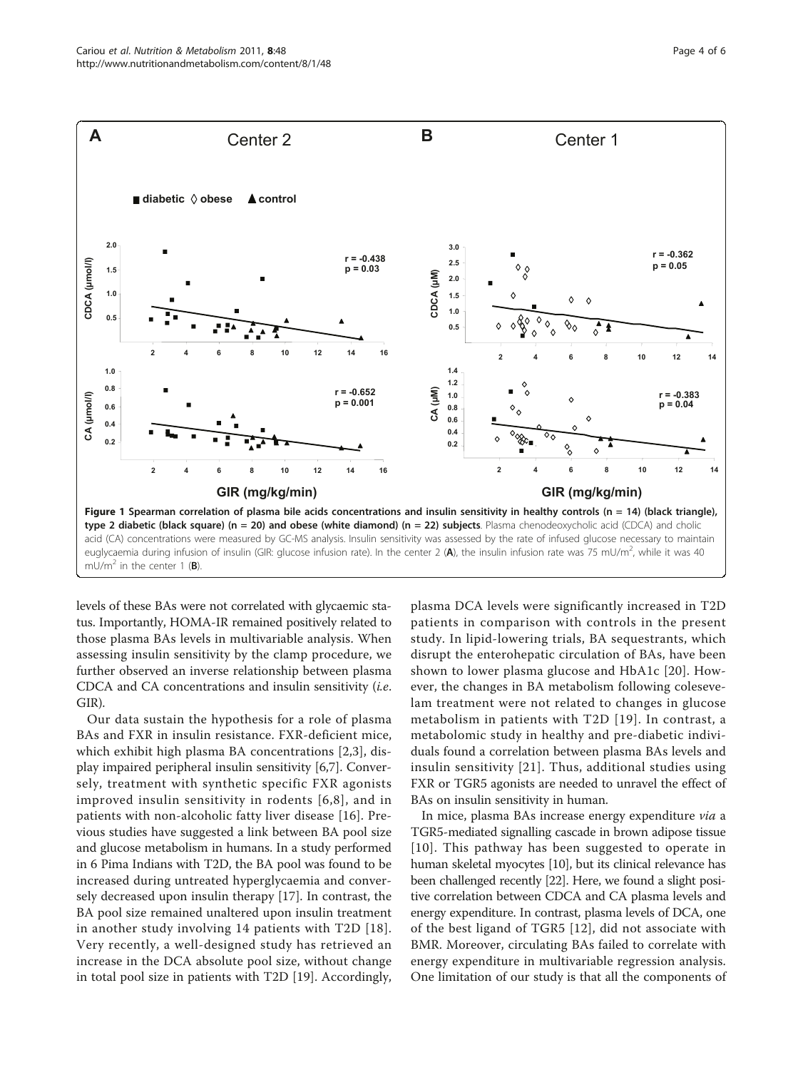**Figure 1 Spearman correlation of plasma bile acids concentrations and insulin sensitivity in healthy controls (n = 14) (black triangle), type 2 diabetic (black square) (n = 20) and obese (white diamond) (n = 22) subjects**. Plasma chenodeoxycholic acid (CDCA) and cholic acid (CA) concentrations were measured by GC-MS analysis. Insulin sensitivity was assessed by the rate of infused glucose necessary to maintain euglycaemia during infusion of insulin (GIR: glucose infusion rate). In the center 2 (**A**), the insulin infusion rate was 75 mU/$m^2$, while it was 40 mU/$m^2$ in the center 1 (**B**).

levels of these BAs were not correlated with glycaemic status. Importantly, HOMA-IR remained positively related to those plasma BAs levels in multivariable analysis. When assessing insulin sensitivity by the clamp procedure, we further observed an inverse relationship between plasma CDCA and CA concentrations and insulin sensitivity (*i.e.* GIR).

Our data sustain the hypothesis for a role of plasma BAs and FXR in insulin resistance. FXR-deficient mice, which exhibit high plasma BA concentrations [2,3], display impaired peripheral insulin sensitivity [6,7]. Conversely, treatment with synthetic specific FXR agonists improved insulin sensitivity in rodents [6,8], and in patients with non-alcoholic fatty liver disease [16]. Previous studies have suggested a link between BA pool size and glucose metabolism in humans. In a study performed in 6 Pima Indians with T2D, the BA pool was found to be increased during untreated hyperglycaemia and conversely decreased upon insulin therapy [17]. In contrast, the BA pool size remained unaltered upon insulin treatment in another study involving 14 patients with T2D [18]. Very recently, a well-designed study has retrieved an increase in the DCA absolute pool size, without change in total pool size in patients with T2D [19]. Accordingly, plasma DCA levels were significantly increased in T2D patients in comparison with controls in the present study. In lipid-lowering trials, BA sequestrants, which disrupt the enterohepatic circulation of BAs, have been shown to lower plasma glucose and HbA1c [20]. However, the changes in BA metabolism following colesevelam treatment were not related to changes in glucose metabolism in patients with T2D [19]. In contrast, a metabolomic study in healthy and pre-diabetic individuals found a correlation between plasma BAs levels and insulin sensitivity [21]. Thus, additional studies using FXR or TGR5 agonists are needed to unravel the effect of BAs on insulin sensitivity in human.

In mice, plasma BAs increase energy expenditure *via* a TGR5-mediated signalling cascade in brown adipose tissue [10]. This pathway has been suggested to operate in human skeletal myocytes [10], but its clinical relevance has been challenged recently [22]. Here, we found a slight positive correlation between CDCA and CA plasma levels and energy expenditure. In contrast, plasma levels of DCA, one of the best ligand of TGR5 [12], did not associate with BMR. Moreover, circulating BAs failed to correlate with energy expenditure in multivariable regression analysis. One limitation of our study is that all the components of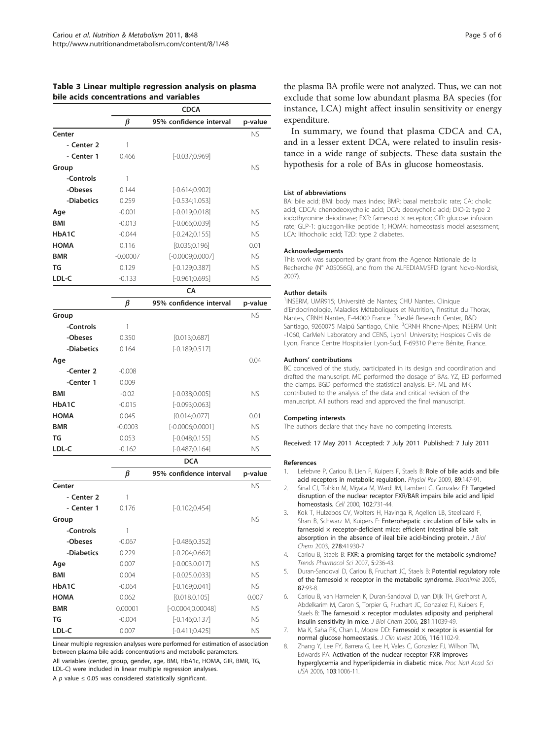**Table 3 Linear multiple regression analysis on plasma bile acids concentrations and variables**

| | CDCA | | |
|---|---|---|---|
| | $\beta$ | 95% confidence interval | p-value |
| **Center** | | | NS |
| - Center 2 | 1 | | |
| - Center 1 | 0.466 | [-0.037;0.969] | |
| **Group** | | | NS |
| -Controls | 1 | | |
| -Obeses | 0.144 | [-0.614;0.902] | |
| -Diabetics | 0.259 | [-0.534;1.053] | |
| **Age** | -0.001 | [-0.019;0.018] | NS |
| **BMI** | -0.013 | [-0.066;0.039] | NS |
| **HbA1C** | -0.044 | [-0.242;0.155] | NS |
| **HOMA** | 0.116 | [0.035;0.196] | 0.01 |
| **BMR** | -0.00007 | [-0.0009;0.0007] | NS |
| **TG** | 0.129 | [-0.129;0.387] | NS |
| **LDL-C** | -0.133 | [-0.961;0.695] | NS |
| | **CA** | | |
| | $\beta$ | 95% confidence interval | p-value |
| **Group** | | | NS |
| -Controls | 1 | | |
| -Obeses | 0.350 | [0.013;0.687] | |
| -Diabetics | 0.164 | [-0.189;0.517] | |
| **Age** | | | 0.04 |
| -Center 2 | -0.008 | | |
| -Center 1 | 0.009 | | |
| **BMI** | -0.02 | [-0.038;0.005] | NS |
| **HbA1C** | -0.015 | [-0.093;0.063] | |
| **HOMA** | 0.045 | [0.014;0.077] | 0.01 |
| **BMR** | -0.0003 | [-0.0006;0.0001] | NS |
| **TG** | 0.053 | [-0.048;0.155] | NS |
| **LDL-C** | -0.162 | [-0.487;0.164] | NS |
| | **DCA** | | |
| | $\beta$ | 95% confidence interval | p-value |
| **Center** | | | NS |
| - Center 2 | 1 | | |
| - Center 1 | 0.176 | [-0.102;0.454] | |
| **Group** | | | NS |
| -Controls | 1 | | |
| -Obeses | -0.067 | [-0.486;0.352] | |
| -Diabetics | 0.229 | [-0.204;0.662] | |
| **Age** | 0.007 | [-0.003.0.017] | NS |
| **BMI** | 0.004 | [-0.025.0.033] | NS |
| **HbA1C** | -0.064 | [-0.169;0.041] | NS |
| **HOMA** | 0.062 | [0.018.0.105] | 0.007 |
| **BMR** | 0.00001 | [-0.0004;0.00048] | NS |
| **TG** | -0.004 | [-0.146;0.137] | NS |
| **LDL-C** | 0.007 | [-0.411;0.425] | NS |

Linear multiple regression analyses were performed for estimation of association between plasma bile acids concentrations and metabolic parameters.

All variables (center, group, gender, age, BMI, HbA1c, HOMA, GIR, BMR, TG, LDL-C) were included in linear multiple regression analyses.

A $p$ value $\leq$ 0.05 was considered statistically significant.

the plasma BA profile were not analyzed. Thus, we can not exclude that some low abundant plasma BA species (for instance, LCA) might affect insulin sensitivity or energy expenditure.

In summary, we found that plasma CDCA and CA, and in a lesser extent DCA, were related to insulin resistance in a wide range of subjects. These data sustain the hypothesis for a role of BAs in glucose homeostasis.

#### List of abbreviations

BA: bile acid; BMI: body mass index; BMR: basal metabolic rate; CA: cholic acid; CDCA: chenodeoxycholic acid; DCA: deoxycholic acid; DIO-2: type 2 iodothyronine deiodinase; FXR: farnesoid × receptor; GIR: glucose infusion rate; GLP-1: glucagon-like peptide 1; HOMA: homeostasis model assessment; LCA: lithocholic acid; T2D: type 2 diabetes.

#### Acknowledgements

This work was supported by grant from the Agence Nationale de la Recherche (N° A05056G), and from the ALFEDIAM/SFD (grant Novo-Nordisk, 2007).

#### Author details

[1]INSERM, UMR915; Université de Nantes; CHU Nantes, Clinique d'Endocrinologie, Maladies Métaboliques et Nutrition, l'Institut du Thorax, Nantes, CRNH Nantes, F-44000 France. [2]Nestlé Research Center, R&D Santiago, 9260075 Maipú Santiago, Chile. [3]CRNH Rhone-Alpes; INSERM Unit -1060, CarMeN Laboratory and CENS, Lyon1 University; Hospices Civils de Lyon, France Centre Hospitalier Lyon-Sud, F-69310 Pierre Bénite, France.

#### Authors' contributions

BC conceived of the study, participated in its design and coordination and drafted the manuscript. MC performed the dosage of BAs. YZ, ED performed the clamps. BGD performed the statistical analysis. EP, ML and MK contributed to the analysis of the data and critical revision of the manuscript. All authors read and approved the final manuscript.

#### Competing interests

The authors declare that they have no competing interests.

Received: 17 May 2011 Accepted: 7 July 2011 Published: 7 July 2011

#### References

1. Lefebvre P, Cariou B, Lien F, Kuipers F, Staels B: **Role of bile acids and bile acid receptors in metabolic regulation.** *Physiol Rev* 2009, **89**:147-91.
2. Sinal CJ, Tohkin M, Miyata M, Ward JM, Lambert G, Gonzalez FJ: **Targeted disruption of the nuclear receptor FXR/BAR impairs bile acid and lipid homeostasis.** *Cell* 2000, **102**:731-44.
3. Kok T, Hulzebos CV, Wolters H, Havinga R, Agellon LB, Steellaard F, Shan B, Schwarz M, Kuipers F: **Enterohepatic circulation of bile salts in farnesoid × receptor-deficient mice: efficient intestinal bile salt absorption in the absence of ileal bile acid-binding protein.** *J Biol Chem* 2003, **278**:41930-7.
4. Cariou B, Staels B: **FXR: a promising target for the metabolic syndrome?** *Trends Pharmacol Sci* 2007, **5**:236-43.
5. Duran-Sandoval D, Cariou B, Fruchart JC, Staels B: **Potential regulatory role of the farnesoid × receptor in the metabolic syndrome.** *Biochimie* 2005, **87**:93-8.
6. Cariou B, van Harmelen K, Duran-Sandoval D, van Dijk TH, Grefhorst A, Abdelkarim M, Caron S, Torpier G, Fruchart JC, Gonzalez FJ, Kuipers F, Staels B: **The farnesoid × receptor modulates adiposity and peripheral insulin sensitivity in mice.** *J Biol Chem* 2006, **281**:11039-49.
7. Ma K, Saha PK, Chan L, Moore DD: **Farnesoid × receptor is essential for normal glucose homeostasis.** *J Clin Invest* 2006, **116**:1102-9.
8. Zhang Y, Lee FY, Barrera G, Lee H, Vales C, Gonzalez FJ, Willson TM, Edwards PA: **Activation of the nuclear receptor FXR improves hyperglycemia and hyperlipidemia in diabetic mice.** *Proc Natl Acad Sci USA* 2006, **103**:1006-11.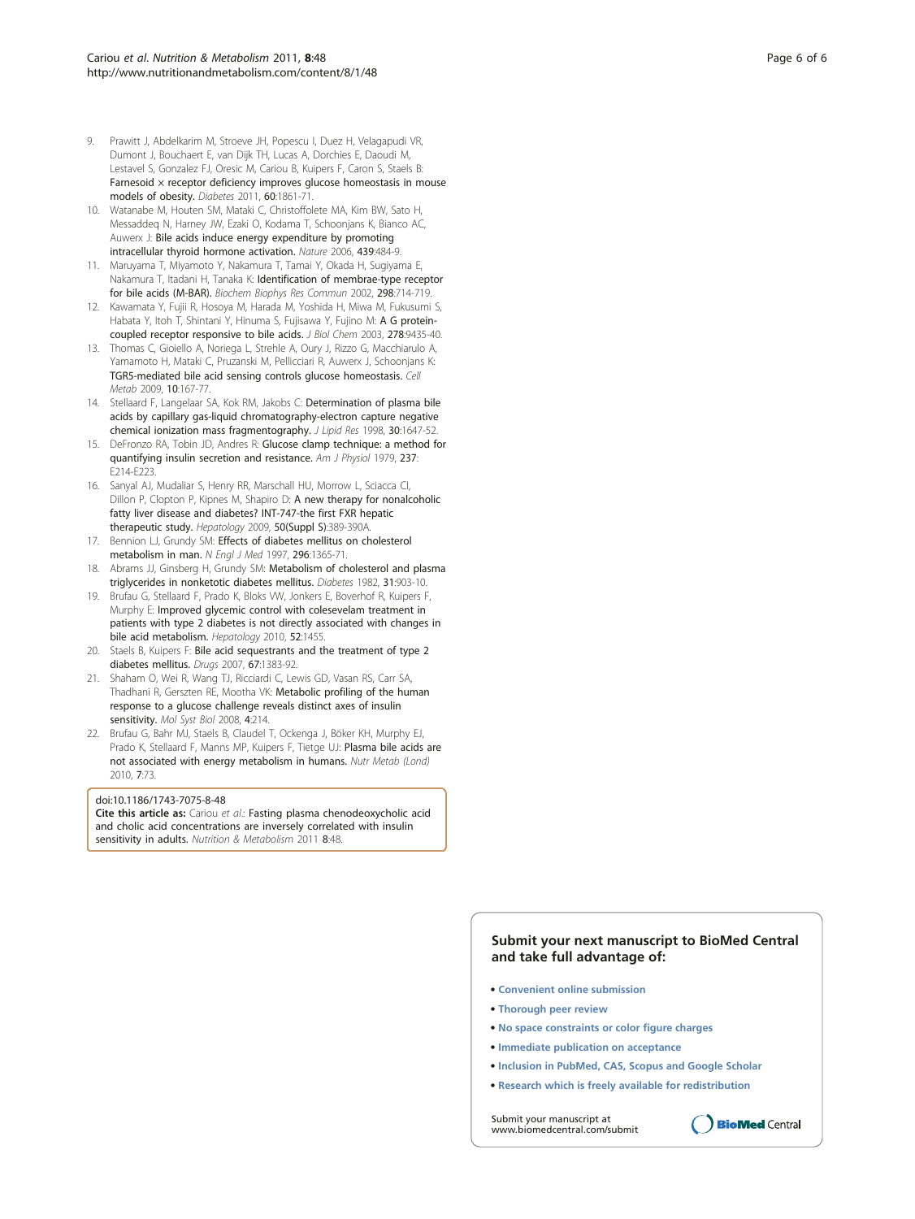9. Prawitt J, Abdelkarim M, Stroeve JH, Popescu I, Duez H, Velagapudi VR, Dumont J, Bouchaert E, van Dijk TH, Lucas A, Dorchies E, Daoudi M, Lestavel S, Gonzalez FJ, Oresic M, Cariou B, Kuipers F, Caron S, Staels B: Farnesoid × receptor deficiency improves glucose homeostasis in mouse models of obesity. *Diabetes* 2011, **60**:1861-71.
10. Watanabe M, Houten SM, Mataki C, Christoffolete MA, Kim BW, Sato H, Messaddeq N, Harney JW, Ezaki O, Kodama T, Schoonjans K, Bianco AC, Auwerx J: Bile acids induce energy expenditure by promoting intracellular thyroid hormone activation. *Nature* 2006, **439**:484-9.
11. Maruyama T, Miyamoto Y, Nakamura T, Tamai Y, Okada H, Sugiyama E, Nakamura T, Itadani H, Tanaka K: Identification of membrae-type receptor for bile acids (M-BAR). *Biochem Biophys Res Commun* 2002, **298**:714-719.
12. Kawamata Y, Fujii R, Hosoya M, Harada M, Yoshida H, Miwa M, Fukusumi S, Habata Y, Itoh T, Shintani Y, Hinuma S, Fujisawa Y, Fujino M: A G protein-coupled receptor responsive to bile acids. *J Biol Chem* 2003, **278**:9435-40.
13. Thomas C, Gioiello A, Noriega L, Strehle A, Oury J, Rizzo G, Macchiarulo A, Yamamoto H, Mataki C, Pruzanski M, Pellicciari R, Auwerx J, Schoonjans K: TGR5-mediated bile acid sensing controls glucose homeostasis. *Cell Metab* 2009, **10**:167-77.
14. Stellaard F, Langelaar SA, Kok RM, Jakobs C: Determination of plasma bile acids by capillary gas-liquid chromatography-electron capture negative chemical ionization mass fragmentography. *J Lipid Res* 1998, **30**:1647-52.
15. DeFronzo RA, Tobin JD, Andres R: Glucose clamp technique: a method for quantifying insulin secretion and resistance. *Am J Physiol* 1979, **237**:E214-E223.
16. Sanyal AJ, Mudaliar S, Henry RR, Marschall HU, Morrow L, Sciacca CI, Dillon P, Clopton P, Kipnes M, Shapiro D: A new therapy for nonalcoholic fatty liver disease and diabetes? INT-747-the first FXR hepatic therapeutic study. *Hepatology* 2009, **50(Suppl S)**:389-390A.
17. Bennion LJ, Grundy SM: Effects of diabetes mellitus on cholesterol metabolism in man. *N Engl J Med* 1997, **296**:1365-71.
18. Abrams JJ, Ginsberg H, Grundy SM: Metabolism of cholesterol and plasma triglycerides in nonketotic diabetes mellitus. *Diabetes* 1982, **31**:903-10.
19. Brufau G, Stellaard F, Prado K, Bloks VW, Jonkers E, Boverhof R, Kuipers F, Murphy E: Improved glycemic control with colesevelam treatment in patients with type 2 diabetes is not directly associated with changes in bile acid metabolism. *Hepatology* 2010, **52**:1455.
20. Staels B, Kuipers F: Bile acid sequestrants and the treatment of type 2 diabetes mellitus. *Drugs* 2007, **67**:1383-92.
21. Shaham O, Wei R, Wang TJ, Ricciardi C, Lewis GD, Vasan RS, Carr SA, Thadhani R, Gerszten RE, Mootha VK: Metabolic profiling of the human response to a glucose challenge reveals distinct axes of insulin sensitivity. *Mol Syst Biol* 2008, **4**:214.
22. Brufau G, Bahr MJ, Staels B, Claudel T, Ockenga J, Böker KH, Murphy EJ, Prado K, Stellaard F, Manns MP, Kuipers F, Tietge UJ: Plasma bile acids are not associated with energy metabolism in humans. *Nutr Metab (Lond)* 2010, **7**:73.

doi:10.1186/1743-7075-8-48
**Cite this article as:** Cariou *et al.*: Fasting plasma chenodeoxycholic acid and cholic acid concentrations are inversely correlated with insulin sensitivity in adults. *Nutrition & Metabolism* 2011 **8**:48.

**Submit your next manuscript to BioMed Central and take full advantage of:**

- **Convenient online submission**
- **Thorough peer review**
- **No space constraints or color figure charges**
- **Immediate publication on acceptance**
- **Inclusion in PubMed, CAS, Scopus and Google Scholar**
- **Research which is freely available for redistribution**

Submit your manuscript at www.biomedcentral.com/submit

BioMed Central